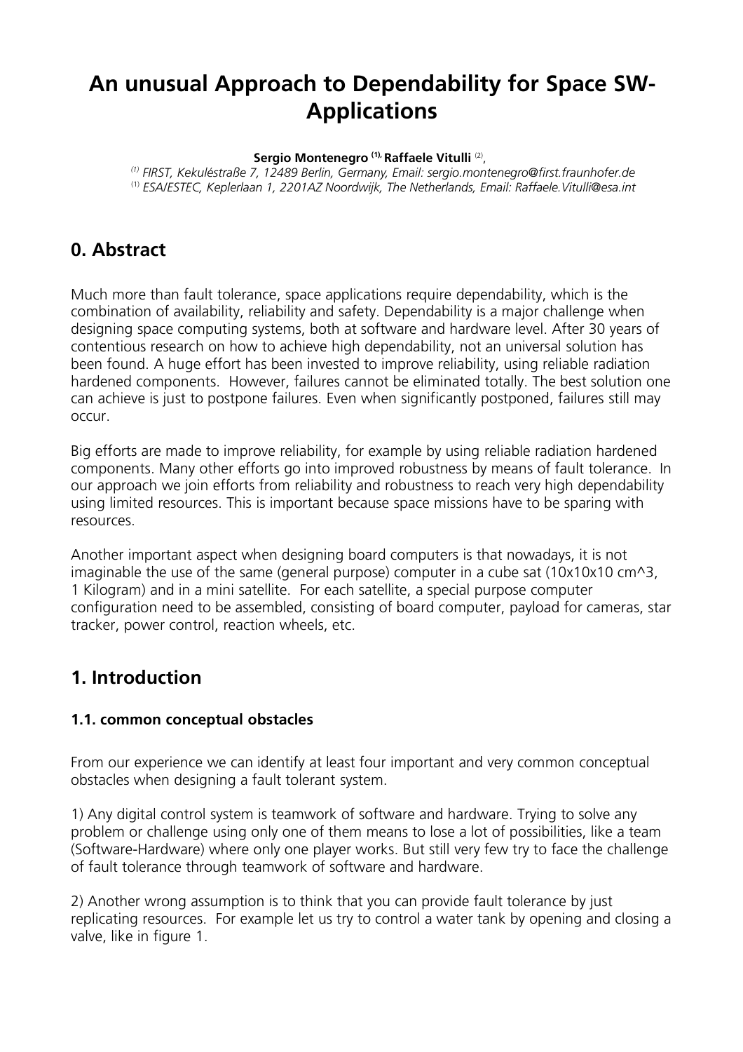# An unusual Approach to Dependability for Space SW-Applications

**Sergio Montenegro [(1)], Raffaele Vitulli [(2)],**

*[(1)] FIRST, Kekuléstraße 7, 12489 Berlin, Germany, Email: sergio.montenegro@first.fraunhofer.de*
*[(1)] ESA/ESTEC, Keplerlaan 1, 2201AZ Noordwijk, The Netherlands, Email: Raffaele.Vitulli@esa.int*

## 0. Abstract

Much more than fault tolerance, space applications require dependability, which is the combination of availability, reliability and safety. Dependability is a major challenge when designing space computing systems, both at software and hardware level. After 30 years of contentious research on how to achieve high dependability, not an universal solution has been found. A huge effort has been invested to improve reliability, using reliable radiation hardened components. However, failures cannot be eliminated totally. The best solution one can achieve is just to postpone failures. Even when significantly postponed, failures still may occur.

Big efforts are made to improve reliability, for example by using reliable radiation hardened components. Many other efforts go into improved robustness by means of fault tolerance. In our approach we join efforts from reliability and robustness to reach very high dependability using limited resources. This is important because space missions have to be sparing with resources.

Another important aspect when designing board computers is that nowadays, it is not imaginable the use of the same (general purpose) computer in a cube sat (10x10x10 cm^3, 1 Kilogram) and in a mini satellite. For each satellite, a special purpose computer configuration need to be assembled, consisting of board computer, payload for cameras, star tracker, power control, reaction wheels, etc.

## 1. Introduction

### 1.1. common conceptual obstacles

From our experience we can identify at least four important and very common conceptual obstacles when designing a fault tolerant system.

1) Any digital control system is teamwork of software and hardware. Trying to solve any problem or challenge using only one of them means to lose a lot of possibilities, like a team (Software-Hardware) where only one player works. But still very few try to face the challenge of fault tolerance through teamwork of software and hardware.

2) Another wrong assumption is to think that you can provide fault tolerance by just replicating resources. For example let us try to control a water tank by opening and closing a valve, like in figure 1.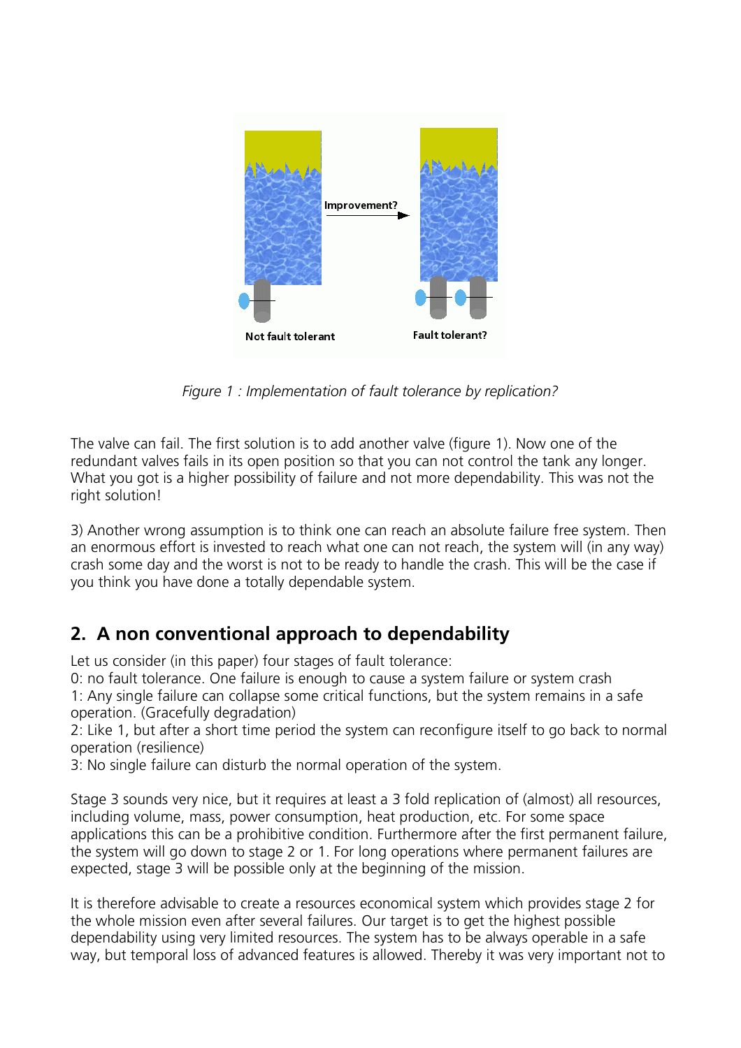*Figure 1 : Implementation of fault tolerance by replication?*

The valve can fail. The first solution is to add another valve (figure 1). Now one of the redundant valves fails in its open position so that you can not control the tank any longer. What you got is a higher possibility of failure and not more dependability. This was not the right solution!

3) Another wrong assumption is to think one can reach an absolute failure free system. Then an enormous effort is invested to reach what one can not reach, the system will (in any way) crash some day and the worst is not to be ready to handle the crash. This will be the case if you think you have done a totally dependable system.

## 2. A non conventional approach to dependability

Let us consider (in this paper) four stages of fault tolerance:
0: no fault tolerance. One failure is enough to cause a system failure or system crash
1: Any single failure can collapse some critical functions, but the system remains in a safe operation. (Gracefully degradation)
2: Like 1, but after a short time period the system can reconfigure itself to go back to normal operation (resilience)
3: No single failure can disturb the normal operation of the system.

Stage 3 sounds very nice, but it requires at least a 3 fold replication of (almost) all resources, including volume, mass, power consumption, heat production, etc. For some space applications this can be a prohibitive condition. Furthermore after the first permanent failure, the system will go down to stage 2 or 1. For long operations where permanent failures are expected, stage 3 will be possible only at the beginning of the mission.

It is therefore advisable to create a resources economical system which provides stage 2 for the whole mission even after several failures. Our target is to get the highest possible dependability using very limited resources. The system has to be always operable in a safe way, but temporal loss of advanced features is allowed. Thereby it was very important not to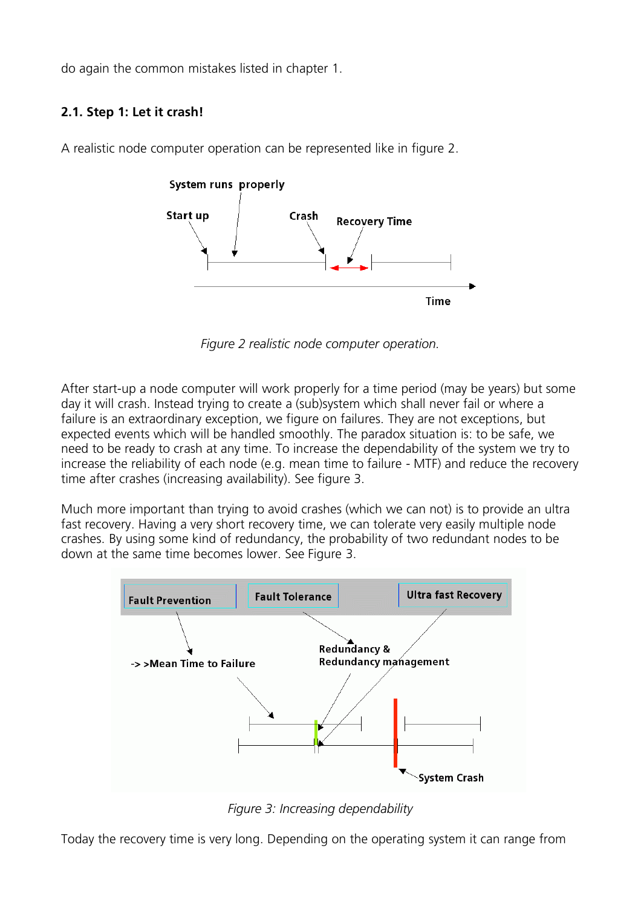do again the common mistakes listed in chapter 1.

### 2.1. Step 1: Let it crash!

A realistic node computer operation can be represented like in figure 2.

*Figure 2 realistic node computer operation.*

After start-up a node computer will work properly for a time period (may be years) but some day it will crash. Instead trying to create a (sub)system which shall never fail or where a failure is an extraordinary exception, we figure on failures. They are not exceptions, but expected events which will be handled smoothly. The paradox situation is: to be safe, we need to be ready to crash at any time. To increase the dependability of the system we try to increase the reliability of each node (e.g. mean time to failure - MTF) and reduce the recovery time after crashes (increasing availability). See figure 3.

Much more important than trying to avoid crashes (which we can not) is to provide an ultra fast recovery. Having a very short recovery time, we can tolerate very easily multiple node crashes. By using some kind of redundancy, the probability of two redundant nodes to be down at the same time becomes lower. See Figure 3.

*Figure 3: Increasing dependability*

Today the recovery time is very long. Depending on the operating system it can range from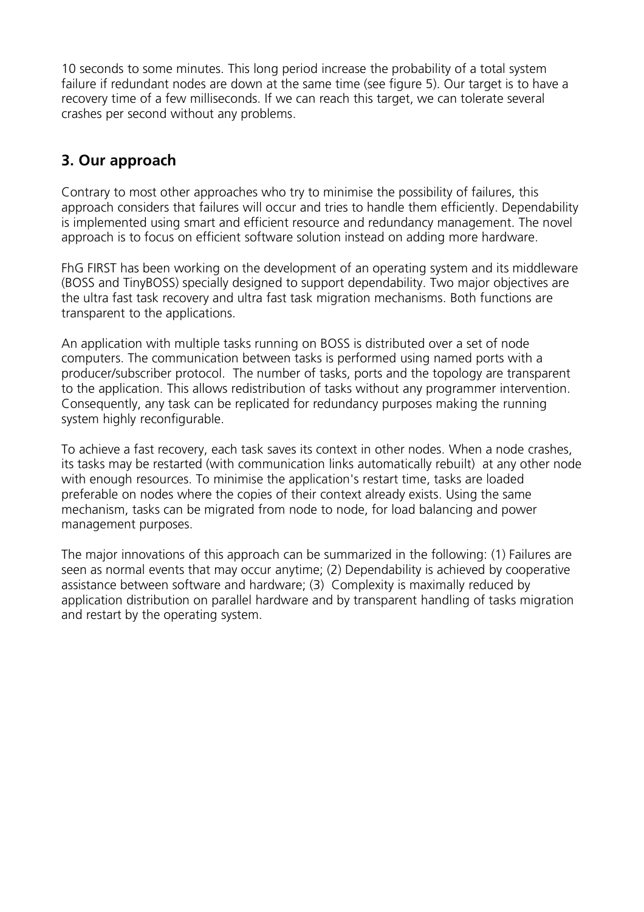10 seconds to some minutes. This long period increase the probability of a total system failure if redundant nodes are down at the same time (see figure 5). Our target is to have a recovery time of a few milliseconds. If we can reach this target, we can tolerate several crashes per second without any problems.

## 3. Our approach

Contrary to most other approaches who try to minimise the possibility of failures, this approach considers that failures will occur and tries to handle them efficiently. Dependability is implemented using smart and efficient resource and redundancy management. The novel approach is to focus on efficient software solution instead on adding more hardware.

FhG FIRST has been working on the development of an operating system and its middleware (BOSS and TinyBOSS) specially designed to support dependability. Two major objectives are the ultra fast task recovery and ultra fast task migration mechanisms. Both functions are transparent to the applications.

An application with multiple tasks running on BOSS is distributed over a set of node computers. The communication between tasks is performed using named ports with a producer/subscriber protocol. The number of tasks, ports and the topology are transparent to the application. This allows redistribution of tasks without any programmer intervention. Consequently, any task can be replicated for redundancy purposes making the running system highly reconfigurable.

To achieve a fast recovery, each task saves its context in other nodes. When a node crashes, its tasks may be restarted (with communication links automatically rebuilt) at any other node with enough resources. To minimise the application's restart time, tasks are loaded preferable on nodes where the copies of their context already exists. Using the same mechanism, tasks can be migrated from node to node, for load balancing and power management purposes.

The major innovations of this approach can be summarized in the following: (1) Failures are seen as normal events that may occur anytime; (2) Dependability is achieved by cooperative assistance between software and hardware; (3) Complexity is maximally reduced by application distribution on parallel hardware and by transparent handling of tasks migration and restart by the operating system.